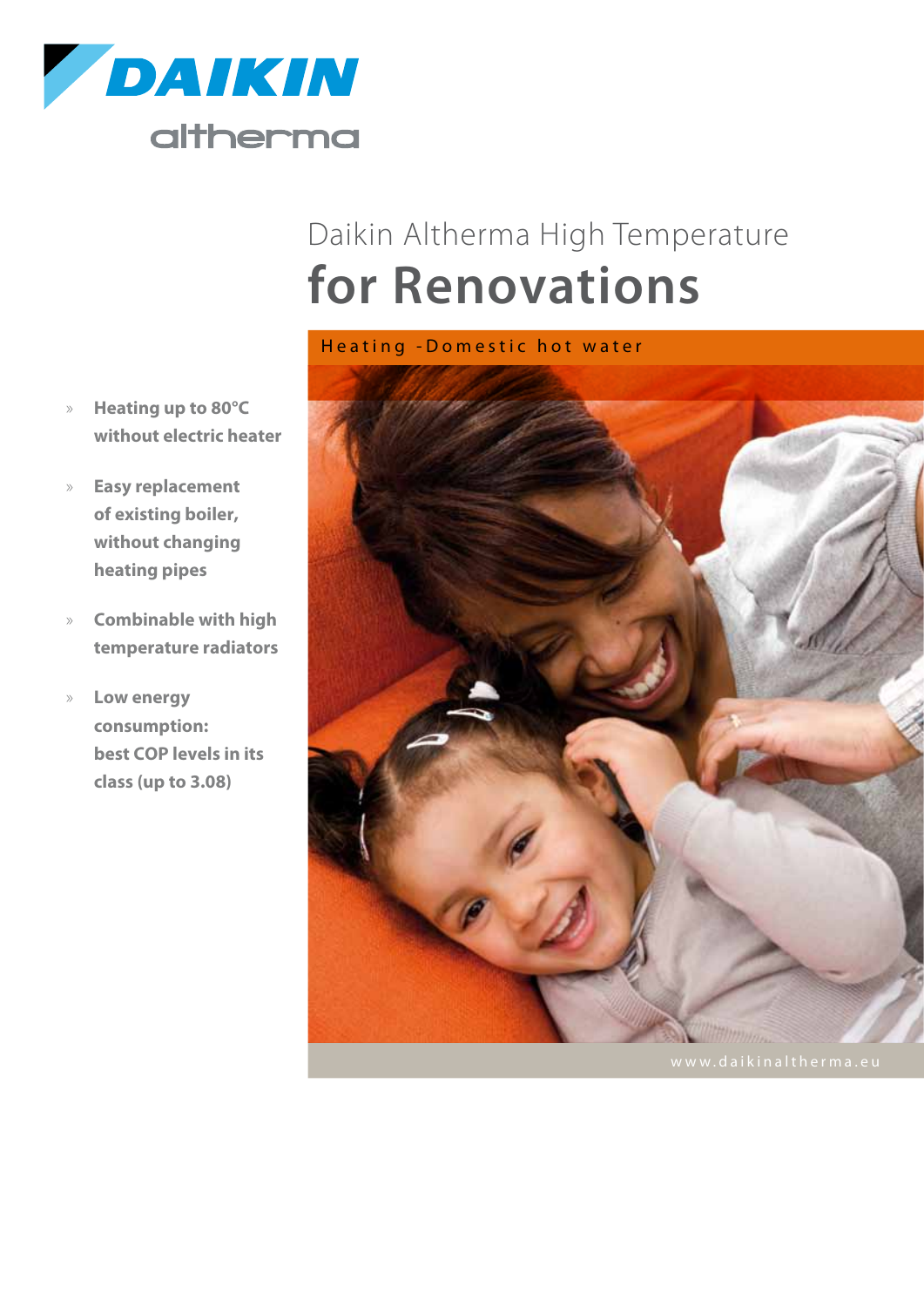DAIKIN

altherma

# Daikin Altherma High Temperature

# for Renovations

Heating -Domestic hot water

- **Heating up to 80°C without electric heater**
- **Easy replacement of existing boiler, without changing heating pipes**
- **Combinable with high temperature radiators**
- **Low energy consumption: best COP levels in its class (up to 3.08)**

www.daikinaltherma.eu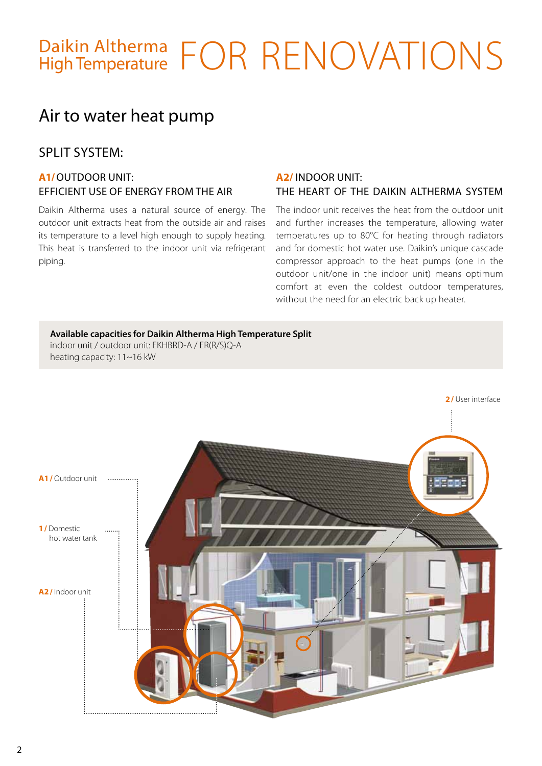# Daikin Altherma High Temperature FOR RENOVATIONS

## Air to water heat pump

### SPLIT SYSTEM:

#### A1/ OUTDOOR UNIT: EFFICIENT USE OF ENERGY FROM THE AIR

Daikin Altherma uses a natural source of energy. The outdoor unit extracts heat from the outside air and raises its temperature to a level high enough to supply heating. This heat is transferred to the indoor unit via refrigerant piping.

#### A2/ INDOOR UNIT: THE HEART OF THE DAIKIN ALTHERMA SYSTEM

The indoor unit receives the heat from the outdoor unit and further increases the temperature, allowing water temperatures up to 80°C for heating through radiators and for domestic hot water use. Daikin's unique cascade compressor approach to the heat pumps (one in the outdoor unit/one in the indoor unit) means optimum comfort at even the coldest outdoor temperatures, without the need for an electric back up heater.

**Available capacities for Daikin Altherma High Temperature Split**
indoor unit / outdoor unit: EKHBRD-A / ER(R/S)Q-A
heating capacity: 11~16 kW

2 / User interface

A1 / Outdoor unit

1 / Domestic hot water tank

A2 / Indoor unit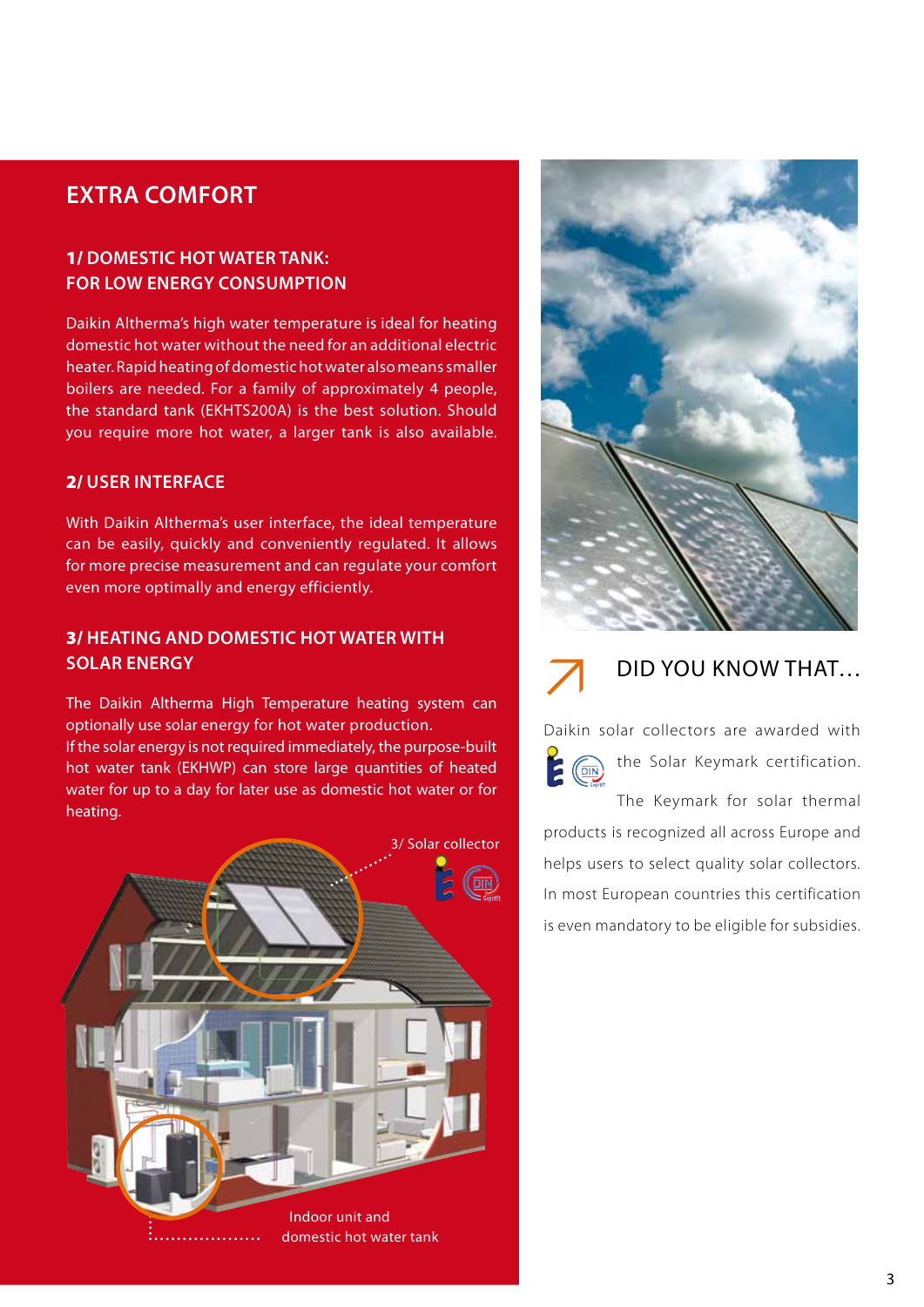# EXTRA COMFORT

## 1/ DOMESTIC HOT WATER TANK: FOR LOW ENERGY CONSUMPTION

Daikin Altherma's high water temperature is ideal for heating domestic hot water without the need for an additional electric heater. Rapid heating of domestic hot water also means smaller boilers are needed. For a family of approximately 4 people, the standard tank (EKHTS200A) is the best solution. Should you require more hot water, a larger tank is also available.

## 2/ USER INTERFACE

With Daikin Altherma's user interface, the ideal temperature can be easily, quickly and conveniently regulated. It allows for more precise measurement and can regulate your comfort even more optimally and energy efficiently.

## 3/ HEATING AND DOMESTIC HOT WATER WITH SOLAR ENERGY

The Daikin Altherma High Temperature heating system can optionally use solar energy for hot water production.
If the solar energy is not required immediately, the purpose-built hot water tank (EKHWP) can store large quantities of heated water for up to a day for later use as domestic hot water or for heating.

3/ Solar collector

Indoor unit and domestic hot water tank

## DID YOU KNOW THAT…

Daikin solar collectors are awarded with the Solar Keymark certification. The Keymark for solar thermal products is recognized all across Europe and helps users to select quality solar collectors. In most European countries this certification is even mandatory to be eligible for subsidies.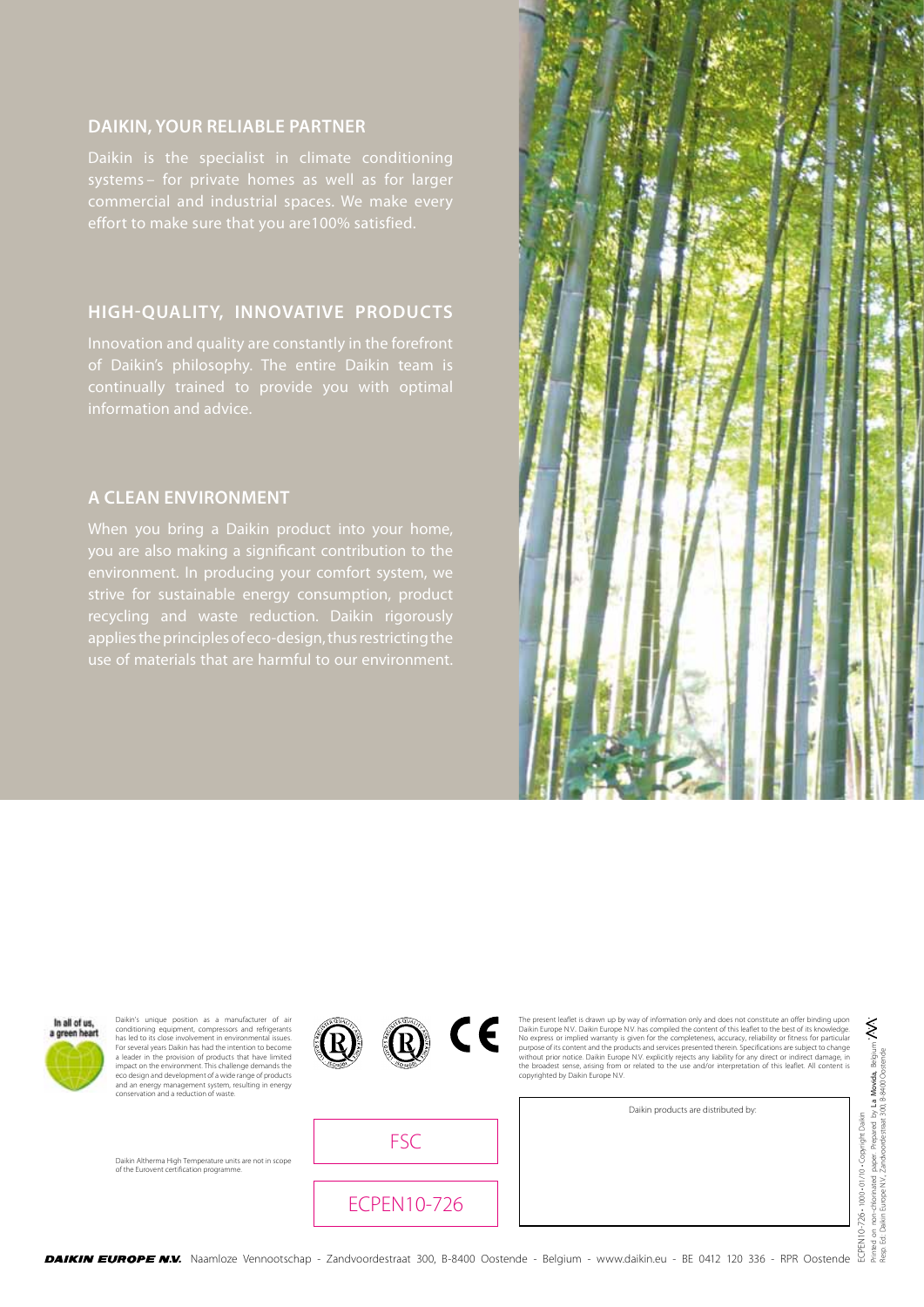## DAIKIN, YOUR RELIABLE PARTNER

Daikin is the specialist in climate conditioning systems – for private homes as well as for larger commercial and industrial spaces. We make every effort to make sure that you are100% satisfied.

## HIGH-QUALITY, INNOVATIVE PRODUCTS

Innovation and quality are constantly in the forefront of Daikin's philosophy. The entire Daikin team is continually trained to provide you with optimal information and advice.

## A CLEAN ENVIRONMENT

When you bring a Daikin product into your home, you are also making a significant contribution to the environment. In producing your comfort system, we strive for sustainable energy consumption, product recycling and waste reduction. Daikin rigorously applies the principles of eco-design, thus restricting the use of materials that are harmful to our environment.

In all of us, a green heart

Daikin's unique position as a manufacturer of air conditioning equipment, compressors and refrigerants has led to its close involvement in environmental issues. For several years Daikin has had the intention to become a leader in the provision of products that have limited impact on the environment. This challenge demands the eco design and development of a wide range of products and an energy management system, resulting in energy conservation and a reduction of waste.

Daikin Altherma High Temperature units are not in scope of the Eurovent certification programme.

FSC

ECPEN10-726

The present leaflet is drawn up by way of information only and does not constitute an offer binding upon Daikin Europe N.V.. Daikin Europe N.V. has compiled the content of this leaflet to the best of its knowledge. No express or implied warranty is given for the completeness, accuracy, reliability or fitness for particular purpose of its content and the products and services presented therein. Specifications are subject to change without prior notice. Daikin Europe N.V. explicitly rejects any liability for any direct or indirect damage, in the broadest sense, arising from or related to the use and/or interpretation of this leaflet. All content is copyrighted by Daikin Europe N.V.

Daikin products are distributed by:

ECPEN10-726 • 1000 • 01/10 • Copyright Daikin
Printed on non-chlorinated paper. Prepared by La Movida, Belgium
Resp. Ed.: Daikin Europe N.V., Zandvoordestraat 300, B-8400 Oostende

**DAIKIN EUROPE N.V.** Naamloze Vennootschap - Zandvoordestraat 300, B-8400 Oostende - Belgium - www.daikin.eu - BE 0412 120 336 - RPR Oostende